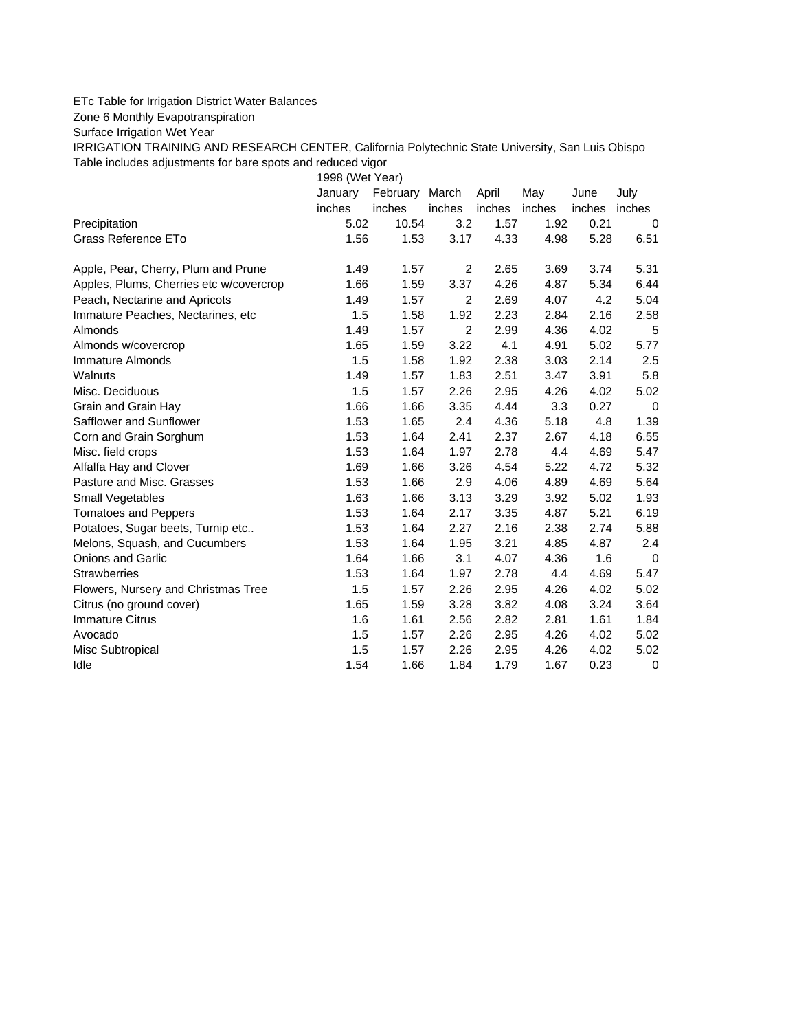ETc Table for Irrigation District Water Balances

Zone 6 Monthly Evapotranspiration

Surface Irrigation Wet Year

IRRIGATION TRAINING AND RESEARCH CENTER, California Polytechnic State University, San Luis Obispo

Table includes adjustments for bare spots and reduced vigor

| | 1998 (Wet Year) | | | | | | |
|---|---|---|---|---|---|---|---|
| | January | February | March | April | May | June | July |
| | inches | inches | inches | inches | inches | inches | inches |
| Precipitation | 5.02 | 10.54 | 3.2 | 1.57 | 1.92 | 0.21 | 0 |
| Grass Reference ETo | 1.56 | 1.53 | 3.17 | 4.33 | 4.98 | 5.28 | 6.51 |
| | | | | | | | |
| Apple, Pear, Cherry, Plum and Prune | 1.49 | 1.57 | 2 | 2.65 | 3.69 | 3.74 | 5.31 |
| Apples, Plums, Cherries etc w/covercrop | 1.66 | 1.59 | 3.37 | 4.26 | 4.87 | 5.34 | 6.44 |
| Peach, Nectarine and Apricots | 1.49 | 1.57 | 2 | 2.69 | 4.07 | 4.2 | 5.04 |
| Immature Peaches, Nectarines, etc | 1.5 | 1.58 | 1.92 | 2.23 | 2.84 | 2.16 | 2.58 |
| Almonds | 1.49 | 1.57 | 2 | 2.99 | 4.36 | 4.02 | 5 |
| Almonds w/covercrop | 1.65 | 1.59 | 3.22 | 4.1 | 4.91 | 5.02 | 5.77 |
| Immature Almonds | 1.5 | 1.58 | 1.92 | 2.38 | 3.03 | 2.14 | 2.5 |
| Walnuts | 1.49 | 1.57 | 1.83 | 2.51 | 3.47 | 3.91 | 5.8 |
| Misc. Deciduous | 1.5 | 1.57 | 2.26 | 2.95 | 4.26 | 4.02 | 5.02 |
| Grain and Grain Hay | 1.66 | 1.66 | 3.35 | 4.44 | 3.3 | 0.27 | 0 |
| Safflower and Sunflower | 1.53 | 1.65 | 2.4 | 4.36 | 5.18 | 4.8 | 1.39 |
| Corn and Grain Sorghum | 1.53 | 1.64 | 2.41 | 2.37 | 2.67 | 4.18 | 6.55 |
| Misc. field crops | 1.53 | 1.64 | 1.97 | 2.78 | 4.4 | 4.69 | 5.47 |
| Alfalfa Hay and Clover | 1.69 | 1.66 | 3.26 | 4.54 | 5.22 | 4.72 | 5.32 |
| Pasture and Misc. Grasses | 1.53 | 1.66 | 2.9 | 4.06 | 4.89 | 4.69 | 5.64 |
| Small Vegetables | 1.63 | 1.66 | 3.13 | 3.29 | 3.92 | 5.02 | 1.93 |
| Tomatoes and Peppers | 1.53 | 1.64 | 2.17 | 3.35 | 4.87 | 5.21 | 6.19 |
| Potatoes, Sugar beets, Turnip etc.. | 1.53 | 1.64 | 2.27 | 2.16 | 2.38 | 2.74 | 5.88 |
| Melons, Squash, and Cucumbers | 1.53 | 1.64 | 1.95 | 3.21 | 4.85 | 4.87 | 2.4 |
| Onions and Garlic | 1.64 | 1.66 | 3.1 | 4.07 | 4.36 | 1.6 | 0 |
| Strawberries | 1.53 | 1.64 | 1.97 | 2.78 | 4.4 | 4.69 | 5.47 |
| Flowers, Nursery and Christmas Tree | 1.5 | 1.57 | 2.26 | 2.95 | 4.26 | 4.02 | 5.02 |
| Citrus (no ground cover) | 1.65 | 1.59 | 3.28 | 3.82 | 4.08 | 3.24 | 3.64 |
| Immature Citrus | 1.6 | 1.61 | 2.56 | 2.82 | 2.81 | 1.61 | 1.84 |
| Avocado | 1.5 | 1.57 | 2.26 | 2.95 | 4.26 | 4.02 | 5.02 |
| Misc Subtropical | 1.5 | 1.57 | 2.26 | 2.95 | 4.26 | 4.02 | 5.02 |
| Idle | 1.54 | 1.66 | 1.84 | 1.79 | 1.67 | 0.23 | 0 |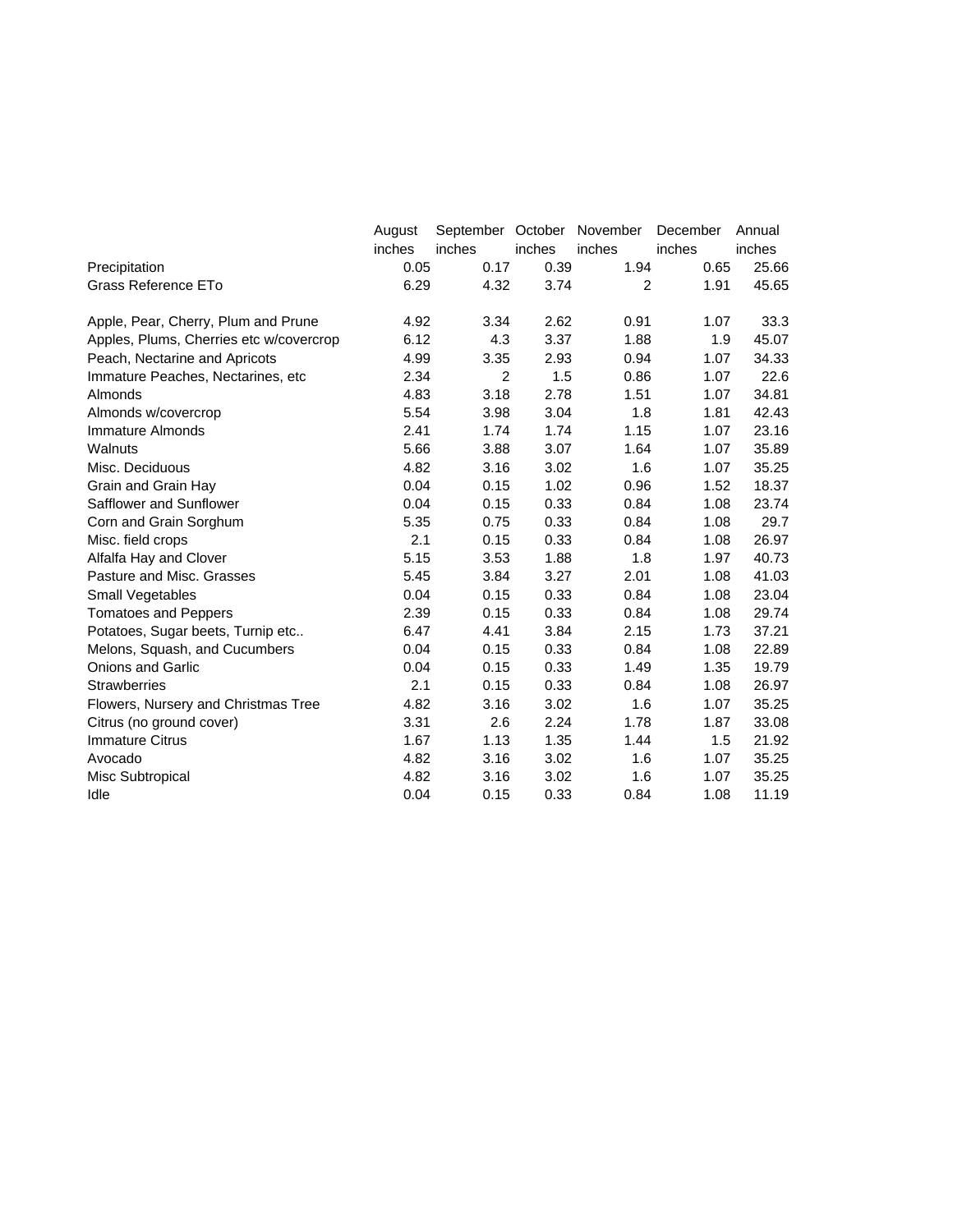| | August | September | October | November | December | Annual |
|---|---|---|---|---|---|---|
| | inches | inches | inches | inches | inches | inches |
| Precipitation | 0.05 | 0.17 | 0.39 | 1.94 | 0.65 | 25.66 |
| Grass Reference ETo | 6.29 | 4.32 | 3.74 | 2 | 1.91 | 45.65 |
| | | | | | | |
| Apple, Pear, Cherry, Plum and Prune | 4.92 | 3.34 | 2.62 | 0.91 | 1.07 | 33.3 |
| Apples, Plums, Cherries etc w/covercrop | 6.12 | 4.3 | 3.37 | 1.88 | 1.9 | 45.07 |
| Peach, Nectarine and Apricots | 4.99 | 3.35 | 2.93 | 0.94 | 1.07 | 34.33 |
| Immature Peaches, Nectarines, etc | 2.34 | 2 | 1.5 | 0.86 | 1.07 | 22.6 |
| Almonds | 4.83 | 3.18 | 2.78 | 1.51 | 1.07 | 34.81 |
| Almonds w/covercrop | 5.54 | 3.98 | 3.04 | 1.8 | 1.81 | 42.43 |
| Immature Almonds | 2.41 | 1.74 | 1.74 | 1.15 | 1.07 | 23.16 |
| Walnuts | 5.66 | 3.88 | 3.07 | 1.64 | 1.07 | 35.89 |
| Misc. Deciduous | 4.82 | 3.16 | 3.02 | 1.6 | 1.07 | 35.25 |
| Grain and Grain Hay | 0.04 | 0.15 | 1.02 | 0.96 | 1.52 | 18.37 |
| Safflower and Sunflower | 0.04 | 0.15 | 0.33 | 0.84 | 1.08 | 23.74 |
| Corn and Grain Sorghum | 5.35 | 0.75 | 0.33 | 0.84 | 1.08 | 29.7 |
| Misc. field crops | 2.1 | 0.15 | 0.33 | 0.84 | 1.08 | 26.97 |
| Alfalfa Hay and Clover | 5.15 | 3.53 | 1.88 | 1.8 | 1.97 | 40.73 |
| Pasture and Misc. Grasses | 5.45 | 3.84 | 3.27 | 2.01 | 1.08 | 41.03 |
| Small Vegetables | 0.04 | 0.15 | 0.33 | 0.84 | 1.08 | 23.04 |
| Tomatoes and Peppers | 2.39 | 0.15 | 0.33 | 0.84 | 1.08 | 29.74 |
| Potatoes, Sugar beets, Turnip etc.. | 6.47 | 4.41 | 3.84 | 2.15 | 1.73 | 37.21 |
| Melons, Squash, and Cucumbers | 0.04 | 0.15 | 0.33 | 0.84 | 1.08 | 22.89 |
| Onions and Garlic | 0.04 | 0.15 | 0.33 | 1.49 | 1.35 | 19.79 |
| Strawberries | 2.1 | 0.15 | 0.33 | 0.84 | 1.08 | 26.97 |
| Flowers, Nursery and Christmas Tree | 4.82 | 3.16 | 3.02 | 1.6 | 1.07 | 35.25 |
| Citrus (no ground cover) | 3.31 | 2.6 | 2.24 | 1.78 | 1.87 | 33.08 |
| Immature Citrus | 1.67 | 1.13 | 1.35 | 1.44 | 1.5 | 21.92 |
| Avocado | 4.82 | 3.16 | 3.02 | 1.6 | 1.07 | 35.25 |
| Misc Subtropical | 4.82 | 3.16 | 3.02 | 1.6 | 1.07 | 35.25 |
| Idle | 0.04 | 0.15 | 0.33 | 0.84 | 1.08 | 11.19 |